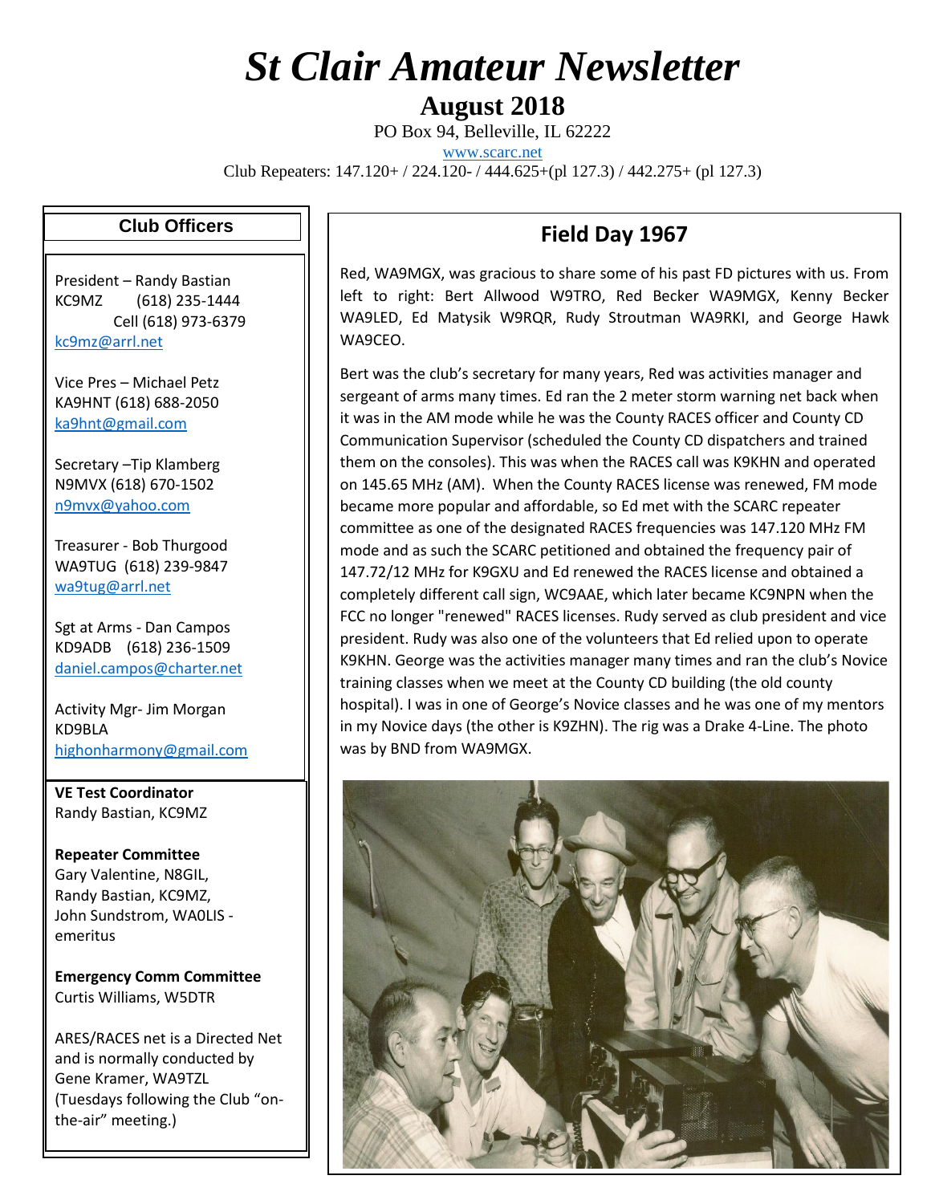# *St Clair Amateur Newsletter*

## August 2018

PO Box 94, Belleville, IL 62222

www.scarc.net

Club Repeaters: 147.120+ / 224.120- / 444.625+(pl 127.3) / 442.275+ (pl 127.3)

### Club Officers

President – Randy Bastian
KC9MZ (618) 235-1444
Cell (618) 973-6379
kc9mz@arrl.net

Vice Pres – Michael Petz
KA9HNT (618) 688-2050
ka9hnt@gmail.com

Secretary –Tip Klamberg
N9MVX (618) 670-1502
n9mvx@yahoo.com

Treasurer - Bob Thurgood
WA9TUG (618) 239-9847
wa9tug@arrl.net

Sgt at Arms - Dan Campos
KD9ADB (618) 236-1509
daniel.campos@charter.net

Activity Mgr- Jim Morgan
KD9BLA
highonharmony@gmail.com

**VE Test Coordinator**
Randy Bastian, KC9MZ

**Repeater Committee**
Gary Valentine, N8GIL,
Randy Bastian, KC9MZ,
John Sundstrom, WA0LIS - emeritus

**Emergency Comm Committee**
Curtis Williams, W5DTR

ARES/RACES net is a Directed Net and is normally conducted by Gene Kramer, WA9TZL (Tuesdays following the Club "on-the-air" meeting.)

## Field Day 1967

Red, WA9MGX, was gracious to share some of his past FD pictures with us. From left to right: Bert Allwood W9TRO, Red Becker WA9MGX, Kenny Becker WA9LED, Ed Matysik W9RQR, Rudy Stroutman WA9RKI, and George Hawk WA9CEO.

Bert was the club's secretary for many years, Red was activities manager and sergeant of arms many times. Ed ran the 2 meter storm warning net back when it was in the AM mode while he was the County RACES officer and County CD Communication Supervisor (scheduled the County CD dispatchers and trained them on the consoles). This was when the RACES call was K9KHN and operated on 145.65 MHz (AM). When the County RACES license was renewed, FM mode became more popular and affordable, so Ed met with the SCARC repeater committee as one of the designated RACES frequencies was 147.120 MHz FM mode and as such the SCARC petitioned and obtained the frequency pair of 147.72/12 MHz for K9GXU and Ed renewed the RACES license and obtained a completely different call sign, WC9AAE, which later became KC9NPN when the FCC no longer "renewed" RACES licenses. Rudy served as club president and vice president. Rudy was also one of the volunteers that Ed relied upon to operate K9KHN. George was the activities manager many times and ran the club's Novice training classes when we meet at the County CD building (the old county hospital). I was in one of George's Novice classes and he was one of my mentors in my Novice days (the other is K9ZHN). The rig was a Drake 4-Line. The photo was by BND from WA9MGX.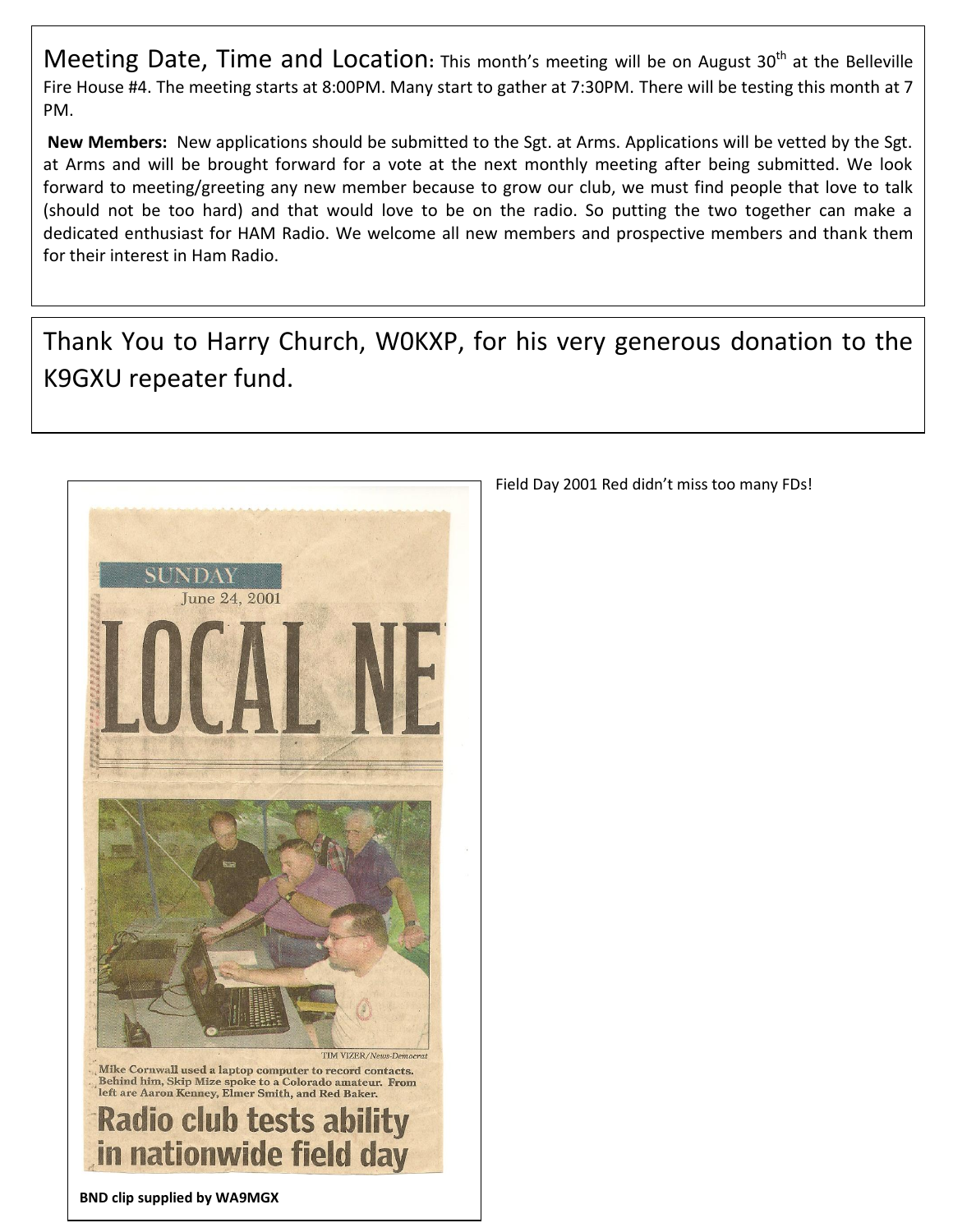**Meeting Date, Time and Location:** This month's meeting will be on August 30th at the Belleville Fire House #4. The meeting starts at 8:00PM. Many start to gather at 7:30PM. There will be testing this month at 7 PM.

**New Members:** New applications should be submitted to the Sgt. at Arms. Applications will be vetted by the Sgt. at Arms and will be brought forward for a vote at the next monthly meeting after being submitted. We look forward to meeting/greeting any new member because to grow our club, we must find people that love to talk (should not be too hard) and that would love to be on the radio. So putting the two together can make a dedicated enthusiast for HAM Radio. We welcome all new members and prospective members and thank them for their interest in Ham Radio.

Thank You to Harry Church, W0KXP, for his very generous donation to the K9GXU repeater fund.

Field Day 2001 Red didn't miss too many FDs!

SUNDAY
June 24, 2001

LOCAL NE

TIM VIZER/News-Democrat

Mike Cornwall used a laptop computer to record contacts. Behind him, Skip Mize spoke to a Colorado amateur. From left are Aaron Kenney, Elmer Smith, and Red Baker.

**Radio club tests ability in nationwide field day**

**BND clip supplied by WA9MGX**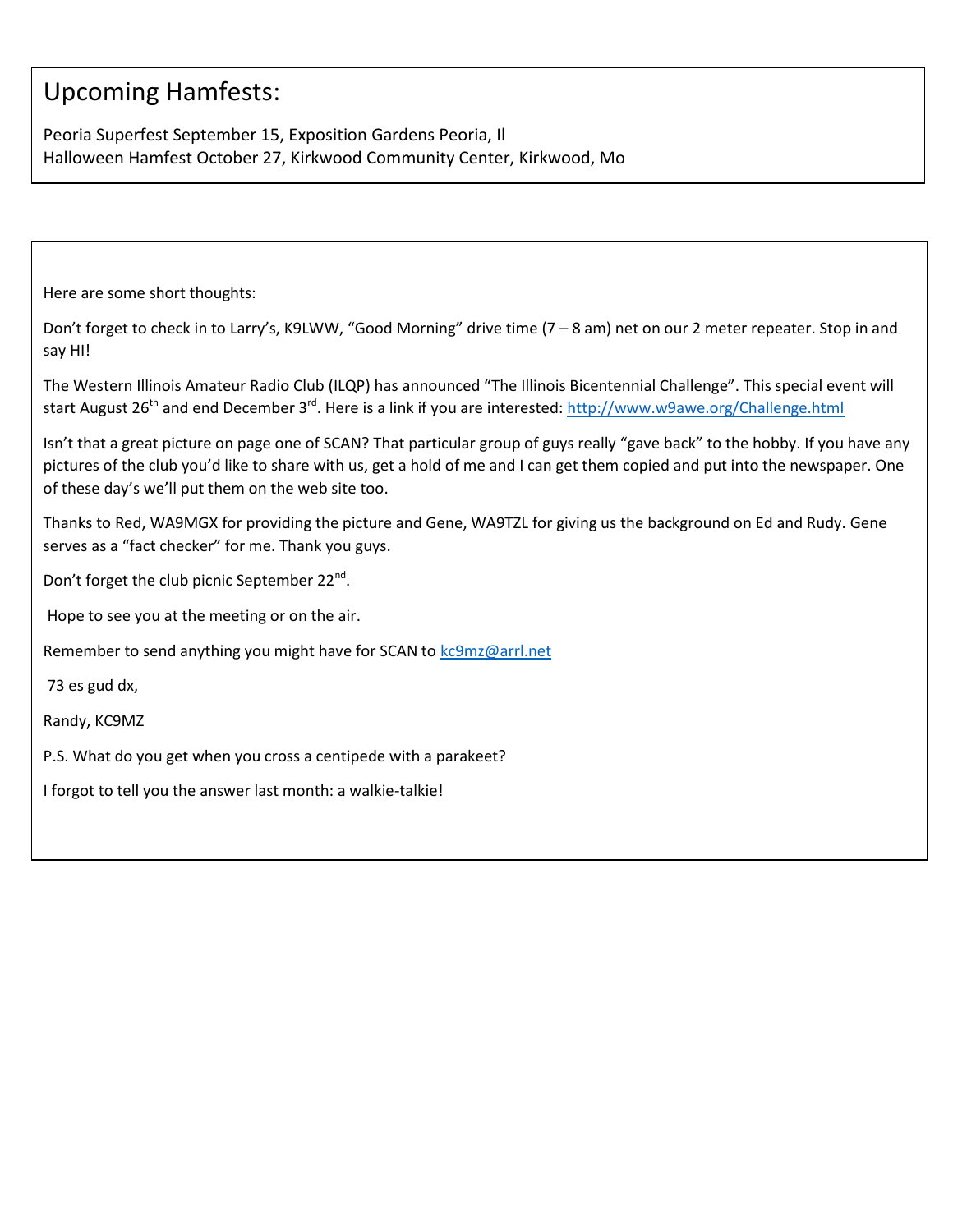## Upcoming Hamfests:

Peoria Superfest September 15, Exposition Gardens Peoria, Il
Halloween Hamfest October 27, Kirkwood Community Center, Kirkwood, Mo

Here are some short thoughts:

Don't forget to check in to Larry's, K9LWW, "Good Morning" drive time (7 – 8 am) net on our 2 meter repeater. Stop in and say HI!

The Western Illinois Amateur Radio Club (ILQP) has announced "The Illinois Bicentennial Challenge". This special event will start August 26th and end December 3rd. Here is a link if you are interested: http://www.w9awe.org/Challenge.html

Isn't that a great picture on page one of SCAN? That particular group of guys really "gave back" to the hobby. If you have any pictures of the club you'd like to share with us, get a hold of me and I can get them copied and put into the newspaper. One of these day's we'll put them on the web site too.

Thanks to Red, WA9MGX for providing the picture and Gene, WA9TZL for giving us the background on Ed and Rudy. Gene serves as a "fact checker" for me. Thank you guys.

Don't forget the club picnic September 22nd.

Hope to see you at the meeting or on the air.

Remember to send anything you might have for SCAN to kc9mz@arrl.net

73 es gud dx,

Randy, KC9MZ

P.S. What do you get when you cross a centipede with a parakeet?

I forgot to tell you the answer last month: a walkie-talkie!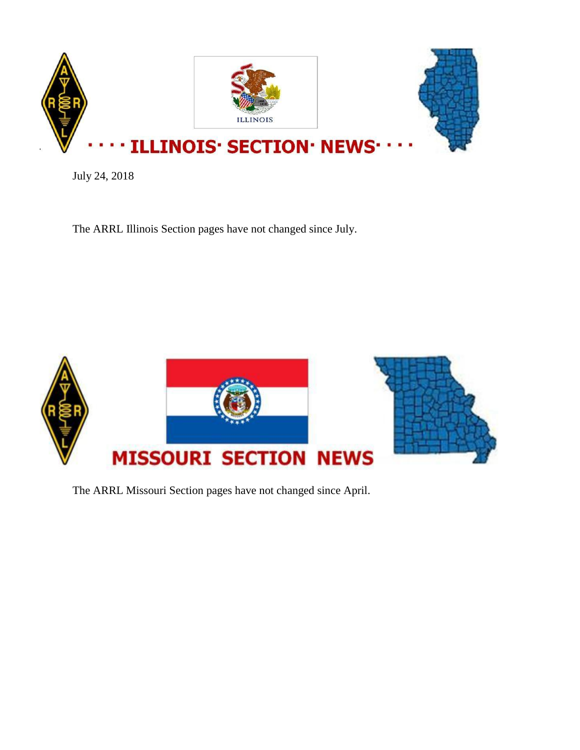# · · · · ILLINOIS· SECTION· NEWS· · · ·

July 24, 2018

The ARRL Illinois Section pages have not changed since July.

# MISSOURI SECTION NEWS

The ARRL Missouri Section pages have not changed since April.